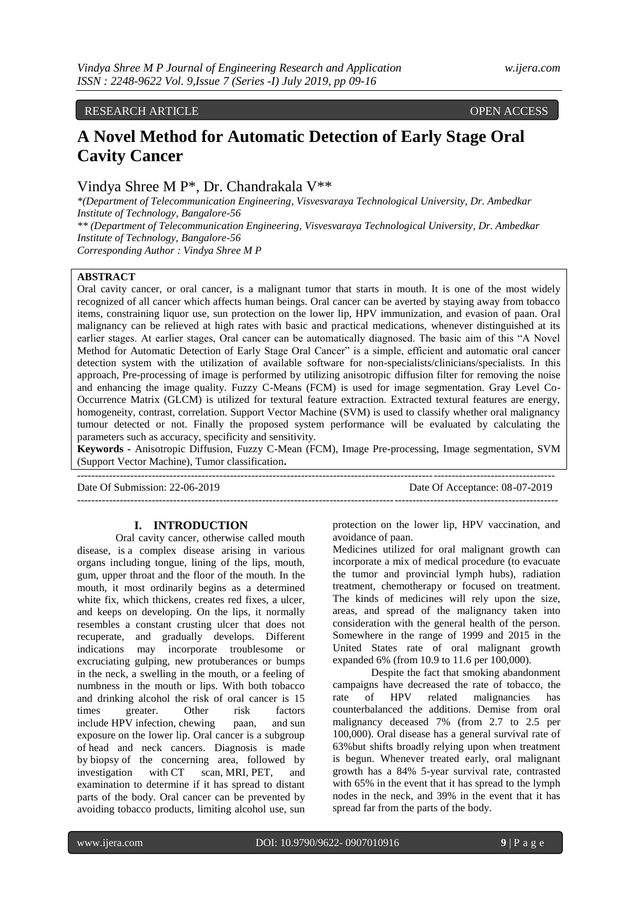RESEARCH ARTICLE OPEN ACCESS

# A Novel Method for Automatic Detection of Early Stage Oral Cavity Cancer

Vindya Shree M P*, Dr. Chandrakala V**

*(Department of Telecommunication Engineering, Visvesvaraya Technological University, Dr. Ambedkar Institute of Technology, Bangalore-56

** (Department of Telecommunication Engineering, Visvesvaraya Technological University, Dr. Ambedkar Institute of Technology, Bangalore-56

Corresponding Author : Vindya Shree M P

## ABSTRACT

Oral cavity cancer, or oral cancer, is a malignant tumor that starts in mouth. It is one of the most widely recognized of all cancer which affects human beings. Oral cancer can be averted by staying away from tobacco items, constraining liquor use, sun protection on the lower lip, HPV immunization, and evasion of paan. Oral malignancy can be relieved at high rates with basic and practical medications, whenever distinguished at its earlier stages. At earlier stages, Oral cancer can be automatically diagnosed. The basic aim of this "A Novel Method for Automatic Detection of Early Stage Oral Cancer" is a simple, efficient and automatic oral cancer detection system with the utilization of available software for non-specialists/clinicians/specialists. In this approach, Pre-processing of image is performed by utilizing anisotropic diffusion filter for removing the noise and enhancing the image quality. Fuzzy C-Means (FCM) is used for image segmentation. Gray Level Co-Occurrence Matrix (GLCM) is utilized for textural feature extraction. Extracted textural features are energy, homogeneity, contrast, correlation. Support Vector Machine (SVM) is used to classify whether oral malignancy tumour detected or not. Finally the proposed system performance will be evaluated by calculating the parameters such as accuracy, specificity and sensitivity.

**Keywords -** Anisotropic Diffusion, Fuzzy C-Mean (FCM), Image Pre-processing, Image segmentation, SVM (Support Vector Machine), Tumor classification**.**

Date Of Submission: 22-06-2019 Date Of Acceptance: 08-07-2019

## I. INTRODUCTION

Oral cavity cancer, otherwise called mouth disease, is a complex disease arising in various organs including tongue, lining of the lips, mouth, gum, upper throat and the floor of the mouth. In the mouth, it most ordinarily begins as a determined white fix, which thickens, creates red fixes, a ulcer, and keeps on developing. On the lips, it normally resembles a constant crusting ulcer that does not recuperate, and gradually develops. Different indications may incorporate troublesome or excruciating gulping, new protuberances or bumps in the neck, a swelling in the mouth, or a feeling of numbness in the mouth or lips. With both tobacco and drinking alcohol the risk of oral cancer is 15 times greater. Other risk factors include HPV infection, chewing paan, and sun exposure on the lower lip. Oral cancer is a subgroup of head and neck cancers. Diagnosis is made by biopsy of the concerning area, followed by investigation with CT scan, MRI, PET, and examination to determine if it has spread to distant parts of the body. Oral cancer can be prevented by avoiding tobacco products, limiting alcohol use, sun protection on the lower lip, HPV vaccination, and avoidance of paan.

Medicines utilized for oral malignant growth can incorporate a mix of medical procedure (to evacuate the tumor and provincial lymph hubs), radiation treatment, chemotherapy or focused on treatment. The kinds of medicines will rely upon the size, areas, and spread of the malignancy taken into consideration with the general health of the person. Somewhere in the range of 1999 and 2015 in the United States rate of oral malignant growth expanded 6% (from 10.9 to 11.6 per 100,000).

Despite the fact that smoking abandonment campaigns have decreased the rate of tobacco, the rate of HPV related malignancies has counterbalanced the additions. Demise from oral malignancy deceased 7% (from 2.7 to 2.5 per 100,000). Oral disease has a general survival rate of 63%but shifts broadly relying upon when treatment is begun. Whenever treated early, oral malignant growth has a 84% 5-year survival rate, contrasted with 65% in the event that it has spread to the lymph nodes in the neck, and 39% in the event that it has spread far from the parts of the body.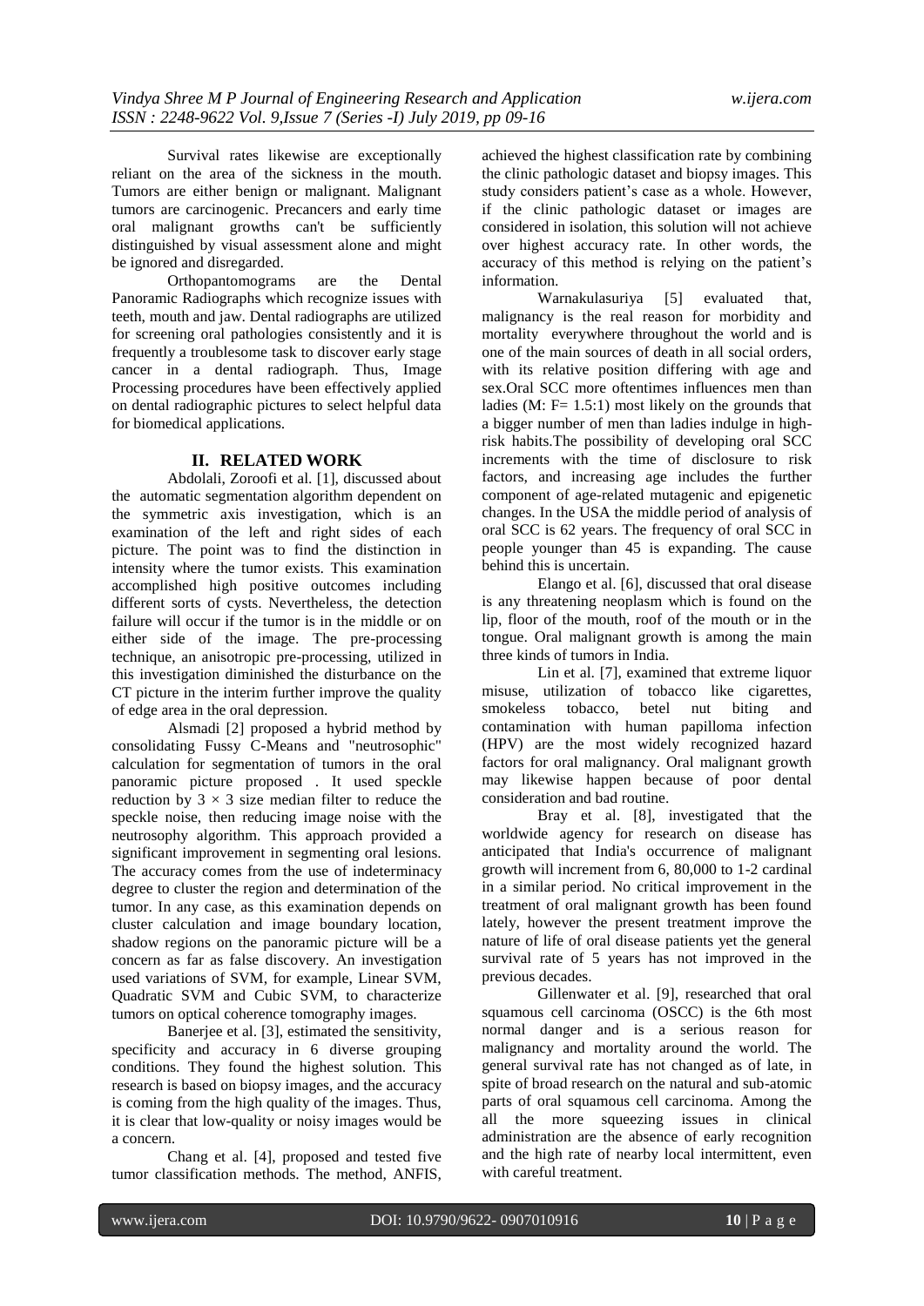Survival rates likewise are exceptionally reliant on the area of the sickness in the mouth. Tumors are either benign or malignant. Malignant tumors are carcinogenic. Precancers and early time oral malignant growths can't be sufficiently distinguished by visual assessment alone and might be ignored and disregarded.

Orthopantomograms are the Dental Panoramic Radiographs which recognize issues with teeth, mouth and jaw. Dental radiographs are utilized for screening oral pathologies consistently and it is frequently a troublesome task to discover early stage cancer in a dental radiograph. Thus, Image Processing procedures have been effectively applied on dental radiographic pictures to select helpful data for biomedical applications.

## II. RELATED WORK

Abdolali, Zoroofi et al. [1], discussed about the automatic segmentation algorithm dependent on the symmetric axis investigation, which is an examination of the left and right sides of each picture. The point was to find the distinction in intensity where the tumor exists. This examination accomplished high positive outcomes including different sorts of cysts. Nevertheless, the detection failure will occur if the tumor is in the middle or on either side of the image. The pre-processing technique, an anisotropic pre-processing, utilized in this investigation diminished the disturbance on the CT picture in the interim further improve the quality of edge area in the oral depression.

Alsmadi [2] proposed a hybrid method by consolidating Fussy C-Means and "neutrosophic" calculation for segmentation of tumors in the oral panoramic picture proposed . It used speckle reduction by $3 \times 3$ size median filter to reduce the speckle noise, then reducing image noise with the neutrosophy algorithm. This approach provided a significant improvement in segmenting oral lesions. The accuracy comes from the use of indeterminacy degree to cluster the region and determination of the tumor. In any case, as this examination depends on cluster calculation and image boundary location, shadow regions on the panoramic picture will be a concern as far as false discovery. An investigation used variations of SVM, for example, Linear SVM, Quadratic SVM and Cubic SVM, to characterize tumors on optical coherence tomography images.

Banerjee et al. [3], estimated the sensitivity, specificity and accuracy in 6 diverse grouping conditions. They found the highest solution. This research is based on biopsy images, and the accuracy is coming from the high quality of the images. Thus, it is clear that low-quality or noisy images would be a concern.

Chang et al. [4], proposed and tested five tumor classification methods. The method, ANFIS, achieved the highest classification rate by combining the clinic pathologic dataset and biopsy images. This study considers patient's case as a whole. However, if the clinic pathologic dataset or images are considered in isolation, this solution will not achieve over highest accuracy rate. In other words, the accuracy of this method is relying on the patient's information.

Warnakulasuriya [5] evaluated that, malignancy is the real reason for morbidity and mortality everywhere throughout the world and is one of the main sources of death in all social orders, with its relative position differing with age and sex.Oral SCC more oftentimes influences men than ladies (M: F= 1.5:1) most likely on the grounds that a bigger number of men than ladies indulge in high-risk habits.The possibility of developing oral SCC increments with the time of disclosure to risk factors, and increasing age includes the further component of age-related mutagenic and epigenetic changes. In the USA the middle period of analysis of oral SCC is 62 years. The frequency of oral SCC in people younger than 45 is expanding. The cause behind this is uncertain.

Elango et al. [6], discussed that oral disease is any threatening neoplasm which is found on the lip, floor of the mouth, roof of the mouth or in the tongue. Oral malignant growth is among the main three kinds of tumors in India.

Lin et al. [7], examined that extreme liquor misuse, utilization of tobacco like cigarettes, smokeless tobacco, betel nut biting and contamination with human papilloma infection (HPV) are the most widely recognized hazard factors for oral malignancy. Oral malignant growth may likewise happen because of poor dental consideration and bad routine.

Bray et al. [8], investigated that the worldwide agency for research on disease has anticipated that India's occurrence of malignant growth will increment from 6, 80,000 to 1-2 cardinal in a similar period. No critical improvement in the treatment of oral malignant growth has been found lately, however the present treatment improve the nature of life of oral disease patients yet the general survival rate of 5 years has not improved in the previous decades.

Gillenwater et al. [9], researched that oral squamous cell carcinoma (OSCC) is the 6th most normal danger and is a serious reason for malignancy and mortality around the world. The general survival rate has not changed as of late, in spite of broad research on the natural and sub-atomic parts of oral squamous cell carcinoma. Among the all the more squeezing issues in clinical administration are the absence of early recognition and the high rate of nearby local intermittent, even with careful treatment.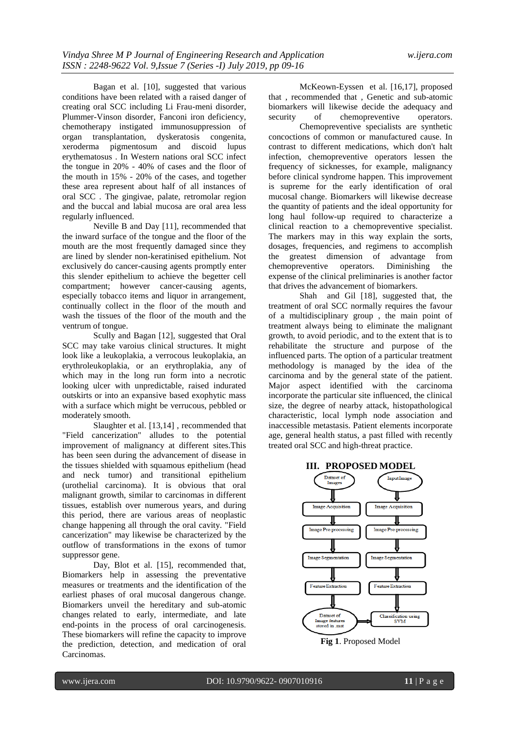Bagan et al. [10], suggested that various conditions have been related with a raised danger of creating oral SCC including Li Frau-meni disorder, Plummer-Vinson disorder, Fanconi iron deficiency, chemotherapy instigated immunosuppression of organ transplantation, dyskeratosis congenita, xeroderma pigmentosum and discoid lupus erythematosus . In Western nations oral SCC infect the tongue in 20% - 40% of cases and the floor of the mouth in 15% - 20% of the cases, and together these area represent about half of all instances of oral SCC . The gingivae, palate, retromolar region and the buccal and labial mucosa are oral area less regularly influenced.

Neville B and Day [11], recommended that the inward surface of the tongue and the floor of the mouth are the most frequently damaged since they are lined by slender non-keratinised epithelium. Not exclusively do cancer-causing agents promptly enter this slender epithelium to achieve the begetter cell compartment; however cancer-causing agents, especially tobacco items and liquor in arrangement, continually collect in the floor of the mouth and wash the tissues of the floor of the mouth and the ventrum of tongue.

Scully and Bagan [12], suggested that Oral SCC may take varoius clinical structures. It might look like a leukoplakia, a verrocous leukoplakia, an erythroleukoplakia, or an erythroplakia, any of which may in the long run form into a necrotic looking ulcer with unpredictable, raised indurated outskirts or into an expansive based exophytic mass with a surface which might be verrucous, pebbled or moderately smooth.

Slaughter et al. [13,14] , recommended that "Field cancerization" alludes to the potential improvement of malignancy at different sites.This has been seen during the advancement of disease in the tissues shielded with squamous epithelium (head and neck tumor) and transitional epithelium (urothelial carcinoma). It is obvious that oral malignant growth, similar to carcinomas in different tissues, establish over numerous years, and during this period, there are various areas of neoplastic change happening all through the oral cavity. "Field cancerization" may likewise be characterized by the outflow of transformations in the exons of tumor suppressor gene.

Day, Blot et al. [15], recommended that, Biomarkers help in assessing the preventative measures or treatments and the identification of the earliest phases of oral mucosal dangerous change. Biomarkers unveil the hereditary and sub-atomic changes related to early, intermediate, and late end-points in the process of oral carcinogenesis. These biomarkers will refine the capacity to improve the prediction, detection, and medication of oral Carcinomas.

McKeown-Eyssen et al. [16,17], proposed that , recommended that , Genetic and sub-atomic biomarkers will likewise decide the adequacy and security of chemopreventive operators.

Chemopreventive specialists are synthetic concoctions of common or manufactured cause. In contrast to different medications, which don't halt infection, chemopreventive operators lessen the frequency of sicknesses, for example, malignancy before clinical syndrome happen. This improvement is supreme for the early identification of oral mucosal change. Biomarkers will likewise decrease the quantity of patients and the ideal opportunity for long haul follow-up required to characterize a clinical reaction to a chemopreventive specialist. The markers may in this way explain the sorts, dosages, frequencies, and regimens to accomplish the greatest dimension of advantage from chemopreventive operators. Diminishing the expense of the clinical preliminaries is another factor that drives the advancement of biomarkers.

Shah and Gil [18], suggested that, the treatment of oral SCC normally requires the favour of a multidisciplinary group , the main point of treatment always being to eliminate the malignant growth, to avoid periodic, and to the extent that is to rehabilitate the structure and purpose of the influenced parts. The option of a particular treatment methodology is managed by the idea of the carcinoma and by the general state of the patient. Major aspect identified with the carcinoma incorporate the particular site influenced, the clinical size, the degree of nearby attack, histopathological characteristic, local lymph node association and inaccessible metastasis. Patient elements incorporate age, general health status, a past filled with recently treated oral SCC and high-threat practice.

## III. PROPOSED MODEL

Dataset of Images → Image Acquisition → Image Pre-processing → Image Segmentation → Feature Extraction → Dataset of Image features stored in .mat

Input Image → Image Acquisition → Image Pre-processing → Image Segmentation → Feature Extraction → Classification using SVM

**Fig 1**. Proposed Model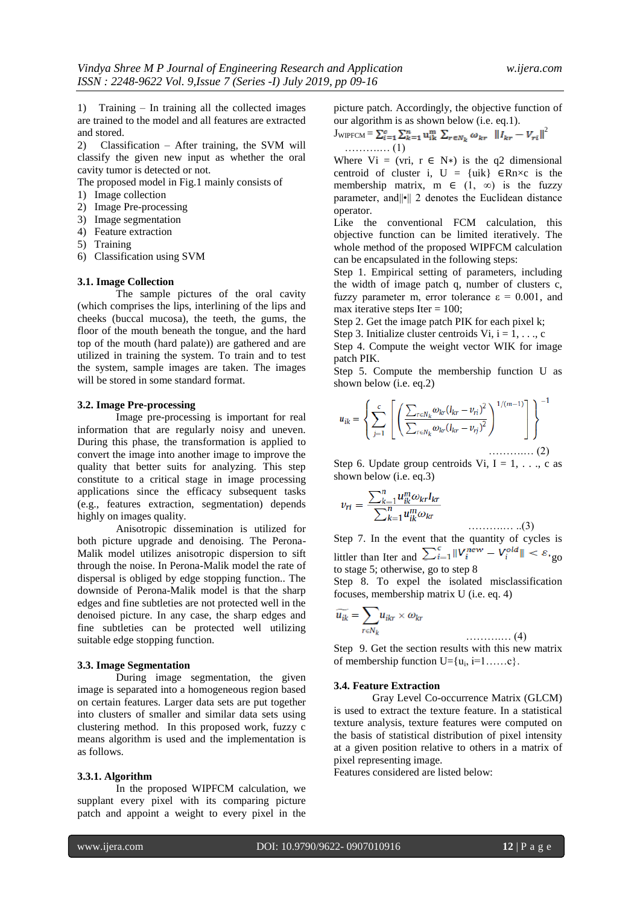1) Training – In training all the collected images are trained to the model and all features are extracted and stored.

2) Classification – After training, the SVM will classify the given new input as whether the oral cavity tumor is detected or not.

The proposed model in Fig.1 mainly consists of

1) Image collection
2) Image Pre-processing
3) Image segmentation
4) Feature extraction
5) Training
6) Classification using SVM

### 3.1. Image Collection

The sample pictures of the oral cavity (which comprises the lips, interlining of the lips and cheeks (buccal mucosa), the teeth, the gums, the floor of the mouth beneath the tongue, and the hard top of the mouth (hard palate)) are gathered and are utilized in training the system. To train and to test the system, sample images are taken. The images will be stored in some standard format.

### 3.2. Image Pre-processing

Image pre-processing is important for real information that are regularly noisy and uneven. During this phase, the transformation is applied to convert the image into another image to improve the quality that better suits for analyzing. This step constitute to a critical stage in image processing applications since the efficacy subsequent tasks (e.g., features extraction, segmentation) depends highly on images quality.

Anisotropic dissemination is utilized for both picture upgrade and denoising. The Perona-Malik model utilizes anisotropic dispersion to sift through the noise. In Perona-Malik model the rate of dispersal is obliged by edge stopping function.. The downside of Perona-Malik model is that the sharp edges and fine subtleties are not protected well in the denoised picture. In any case, the sharp edges and fine subtleties can be protected well utilizing suitable edge stopping function.

### 3.3. Image Segmentation

During image segmentation, the given image is separated into a homogeneous region based on certain features. Larger data sets are put together into clusters of smaller and similar data sets using clustering method. In this proposed work, fuzzy c means algorithm is used and the implementation is as follows.

#### 3.3.1. Algorithm

In the proposed WIPFCM calculation, we supplant every pixel with its comparing picture patch and appoint a weight to every pixel in the picture patch. Accordingly, the objective function of our algorithm is as shown below (i.e. eq.1).

$$J_{WIPFCM} = \sum_{i=1}^{c} \sum_{k=1}^{n} u_{ik}^{m} \sum_{r \in N_k} \omega_{kr} \ \|I_{kr} - V_{ri}\|^2 \quad \text{............. (1)}$$

Where Vi = (vri, r ∈ N∗) is the q2 dimensional centroid of cluster i, U = {uik} ∈Rn×c is the membership matrix, m ∈ (1, ∞) is the fuzzy parameter, and‖•‖ 2 denotes the Euclidean distance operator.

Like the conventional FCM calculation, this objective function can be limited iteratively. The whole method of the proposed WIPFCM calculation can be encapsulated in the following steps:

Step 1. Empirical setting of parameters, including the width of image patch q, number of clusters c, fuzzy parameter m, error tolerance ε = 0.001, and max iterative steps Iter = 100;

Step 2. Get the image patch PIK for each pixel k;

Step 3. Initialize cluster centroids Vi, i = 1, . . ., c

Step 4. Compute the weight vector WIK for image patch PIK.

Step 5. Compute the membership function U as shown below (i.e. eq.2)

$$u_{ik} = \left\{ \sum_{j=1}^{c} \left[ \left( \frac{\sum_{r \in N_k} \omega_{kr} (I_{kr} - v_{ri})^2}{\sum_{r \in N_k} \omega_{kr} (I_{kr} - v_{rj})^2} \right)^{1/(m-1)} \right] \right\}^{-1} \quad \text{............. (2)}$$

Step 6. Update group centroids Vi, I = 1, . . ., c as shown below (i.e. eq.3)

$$v_{ri} = \frac{\sum_{k=1}^{n} u_{ik}^{m} \omega_{kr} I_{kr}}{\sum_{k=1}^{n} u_{ik}^{m} \omega_{kr}} \quad \text{............. ..(3)}$$

Step 7. In the event that the quantity of cycles is littler than Iter and $\sum_{i=1}^{c} \|V_i^{new} - V_i^{old}\| < \varepsilon$, go to stage 5; otherwise, go to step 8

Step 8. To expel the isolated misclassification focuses, membership matrix U (i.e. eq. 4)

$$\widetilde{u_{ik}} = \sum_{r \in N_k} u_{ikr} \times \omega_{kr} \quad \text{............. (4)}$$

Step 9. Get the section results with this new matrix of membership function U={$u_i$, i=1……c}.

### 3.4. Feature Extraction

Gray Level Co-occurrence Matrix (GLCM) is used to extract the texture feature. In a statistical texture analysis, texture features were computed on the basis of statistical distribution of pixel intensity at a given position relative to others in a matrix of pixel representing image.

Features considered are listed below: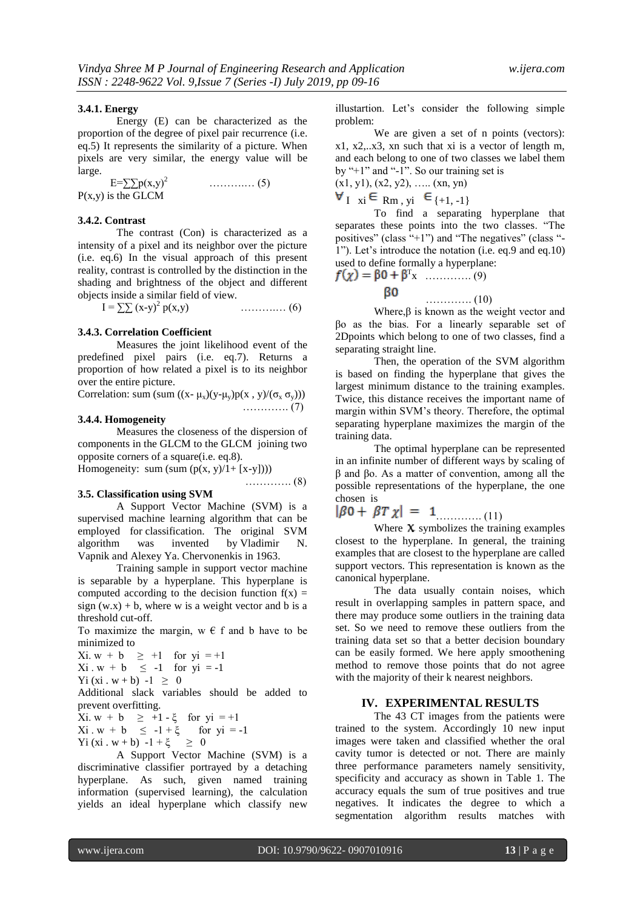### 3.4.1. Energy

Energy (E) can be characterized as the proportion of the degree of pixel pair recurrence (i.e. eq.5) It represents the similarity of a picture. When pixels are very similar, the energy value will be large.

$$E=\sum\sum p(x,y)^2 \quad \ldots\ldots\ldots\ldots (5)$$

P(x,y) is the GLCM

### 3.4.2. Contrast

The contrast (Con) is characterized as a intensity of a pixel and its neighbor over the picture (i.e. eq.6) In the visual approach of this present reality, contrast is controlled by the distinction in the shading and brightness of the object and different objects inside a similar field of view.

$$I = \sum\sum (x-y)^2 \, p(x,y) \quad \ldots\ldots\ldots\ldots (6)$$

### 3.4.3. Correlation Coefficient

Measures the joint likelihood event of the predefined pixel pairs (i.e. eq.7). Returns a proportion of how related a pixel is to its neighbor over the entire picture.

Correlation: $\text{sum} (\text{sum} ((x- \mu_x)(y-\mu_y)p(x , y)/(\sigma_x \, \sigma_y)))$ ………… (7)

### 3.4.4. Homogeneity

Measures the closeness of the dispersion of components in the GLCM to the GLCM joining two opposite corners of a square(i.e. eq.8).

Homogeneity: $\text{sum} (\text{sum} (p(x, y)/1+ [x-y])))$ ………… (8)

### 3.5. Classification using SVM

A Support Vector Machine (SVM) is a supervised machine learning algorithm that can be employed for classification. The original SVM algorithm was invented by Vladimir N. Vapnik and Alexey Ya. Chervonenkis in 1963.

Training sample in support vector machine is separable by a hyperplane. This hyperplane is computed according to the decision function $f(x) = \text{sign}\,(w.x) + b$, where w is a weight vector and b is a threshold cut-off.

To maximize the margin, $w \in f$ and b have to be minimized to

$Xi.\, w + b \geq +1$ for $yi = +1$

$Xi .\, w + b \leq -1$ for $yi = -1$

$Yi\,(xi .\, w + b) -1 \geq 0$

Additional slack variables should be added to prevent overfitting.

$Xi.\, w + b \geq +1 - \xi$ for $yi = +1$

$Xi .\, w + b \leq -1 + \xi$ for $yi = -1$

$Yi\,(xi .\, w + b) -1 + \xi \geq 0$

A Support Vector Machine (SVM) is a discriminative classifier portrayed by a detaching hyperplane. As such, given named training information (supervised learning), the calculation yields an ideal hyperplane which classify new illustartion. Let's consider the following simple problem:

We are given a set of n points (vectors): x1, x2,..x3, xn such that xi is a vector of length m, and each belong to one of two classes we label them by "+1" and "-1". So our training set is

(x1, y1), (x2, y2), ….. (xn, yn)

$\forall_I \; xi \in Rm ,\; yi \in \{+1, -1\}$

To find a separating hyperplane that separates these points into the two classes. "The positives" (class "+1") and "The negatives" (class "-1"). Let's introduce the notation (i.e. eq.9 and eq.10) used to define formally a hyperplane:

$$f(x) = \beta0 + \beta^T x \quad \ldots\ldots\ldots\ldots (9)$$

$$\beta0 \quad \ldots\ldots\ldots\ldots (10)$$

Where,β is known as the weight vector and βo as the bias. For a linearly separable set of 2Dpoints which belong to one of two classes, find a separating straight line.

Then, the operation of the SVM algorithm is based on finding the hyperplane that gives the largest minimum distance to the training examples. Twice, this distance receives the important name of margin within SVM's theory. Therefore, the optimal separating hyperplane maximizes the margin of the training data.

The optimal hyperplane can be represented in an infinite number of different ways by scaling of β and βo. As a matter of convention, among all the possible representations of the hyperplane, the one chosen is

$$|\beta 0 + \beta T \chi| = 1 \quad \ldots\ldots\ldots\ldots (11)$$

Where $\chi$ symbolizes the training examples closest to the hyperplane. In general, the training examples that are closest to the hyperplane are called support vectors. This representation is known as the canonical hyperplane.

The data usually contain noises, which result in overlapping samples in pattern space, and there may produce some outliers in the training data set. So we need to remove these outliers from the training data set so that a better decision boundary can be easily formed. We here apply smoothening method to remove those points that do not agree with the majority of their k nearest neighbors.

## IV. EXPERIMENTAL RESULTS

The 43 CT images from the patients were trained to the system. Accordingly 10 new input images were taken and classified whether the oral cavity tumor is detected or not. There are mainly three performance parameters namely sensitivity, specificity and accuracy as shown in Table 1. The accuracy equals the sum of true positives and true negatives. It indicates the degree to which a segmentation algorithm results matches with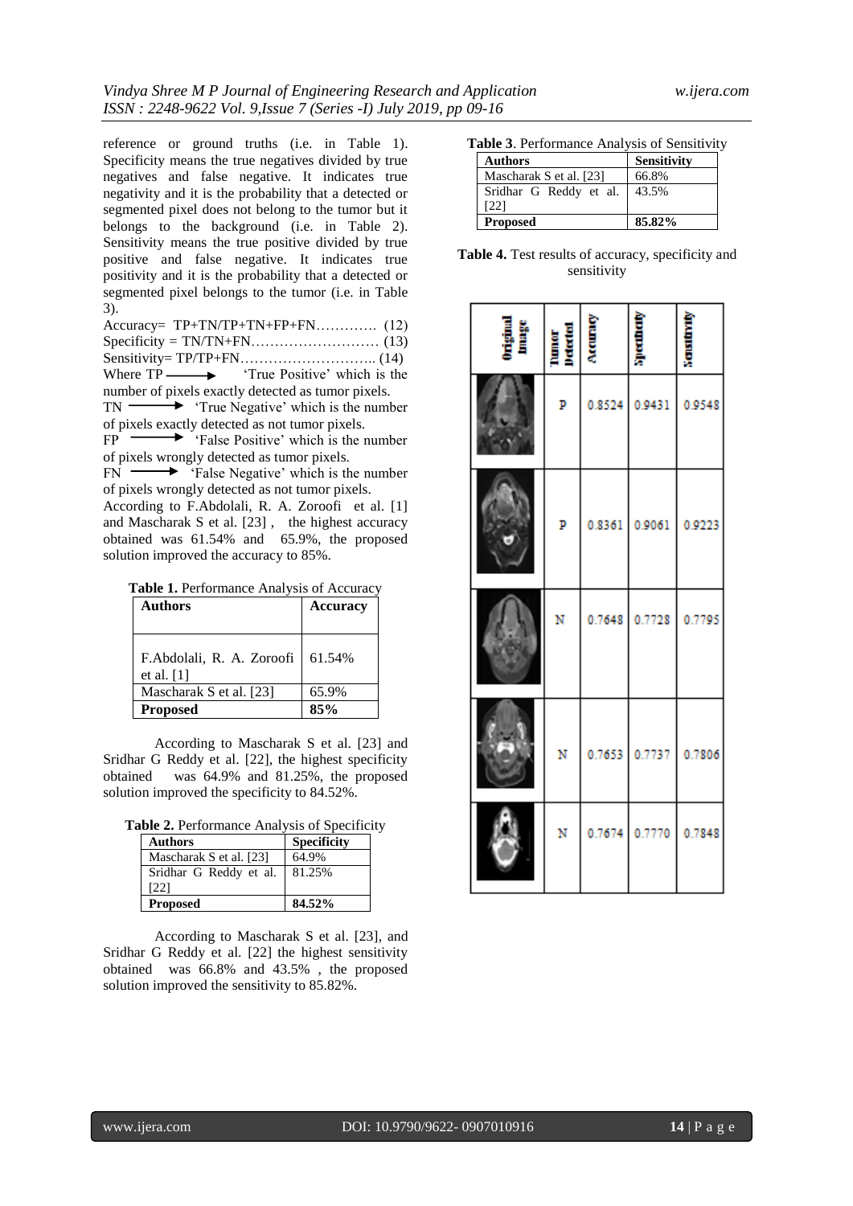reference or ground truths (i.e. in Table 1). Specificity means the true negatives divided by true negatives and false negative. It indicates true negativity and it is the probability that a detected or segmented pixel does not belong to the tumor but it belongs to the background (i.e. in Table 2). Sensitivity means the true positive divided by true positive and false negative. It indicates true positivity and it is the probability that a detected or segmented pixel belongs to the tumor (i.e. in Table 3).

Accuracy= TP+TN/TP+TN+FP+FN…………. (12)

Specificity = TN/TN+FN……………………… (13)

Sensitivity= TP/TP+FN……………………….. (14)

Where TP ⟶ 'True Positive' which is the number of pixels exactly detected as tumor pixels.

TN ⟶ 'True Negative' which is the number of pixels exactly detected as not tumor pixels.

FP ⟶ 'False Positive' which is the number of pixels wrongly detected as tumor pixels.

FN ⟶ 'False Negative' which is the number of pixels wrongly detected as not tumor pixels.

According to F.Abdolali, R. A. Zoroofi et al. [1] and Mascharak S et al. [23] , the highest accuracy obtained was 61.54% and 65.9%, the proposed solution improved the accuracy to 85%.

**Table 1.** Performance Analysis of Accuracy

| Authors | Accuracy |
|---|---|
| F.Abdolali, R. A. Zoroofi et al. [1] | 61.54% |
| Mascharak S et al. [23] | 65.9% |
| **Proposed** | **85%** |

According to Mascharak S et al. [23] and Sridhar G Reddy et al. [22], the highest specificity obtained was 64.9% and 81.25%, the proposed solution improved the specificity to 84.52%.

**Table 2.** Performance Analysis of Specificity

| Authors | Specificity |
|---|---|
| Mascharak S et al. [23] | 64.9% |
| Sridhar G Reddy et al. [22] | 81.25% |
| **Proposed** | **84.52%** |

According to Mascharak S et al. [23], and Sridhar G Reddy et al. [22] the highest sensitivity obtained was 66.8% and 43.5% , the proposed solution improved the sensitivity to 85.82%.

**Table 3**. Performance Analysis of Sensitivity

| Authors | Sensitivity |
|---|---|
| Mascharak S et al. [23] | 66.8% |
| Sridhar G Reddy et al. [22] | 43.5% |
| **Proposed** | **85.82%** |

**Table 4.** Test results of accuracy, specificity and sensitivity

| Original Image | Tumor Detected | Accuracy | Specificity | Sensitivity |
|---|---|---|---|---|
| | P | 0.8524 | 0.9431 | 0.9548 |
| | P | 0.8361 | 0.9061 | 0.9223 |
| | N | 0.7648 | 0.7728 | 0.7795 |
| | N | 0.7653 | 0.7737 | 0.7806 |
| | N | 0.7674 | 0.7770 | 0.7848 |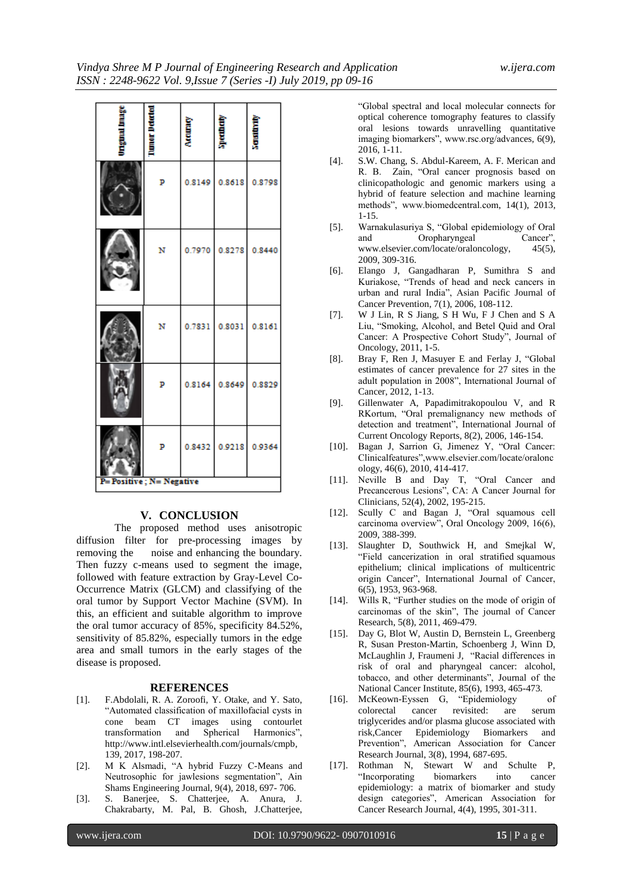| Original Image | Tumor Detected | Accuracy | Specificity | Sensitivity |
|---|---|---|---|---|
| | P | 0.8149 | 0.8618 | 0.8798 |
| | N | 0.7970 | 0.8278 | 0.8440 |
| | N | 0.7831 | 0.8031 | 0.8161 |
| | P | 0.8164 | 0.8649 | 0.8829 |
| | P | 0.8432 | 0.9218 | 0.9364 |

P= Positive ; N= Negative

## V. CONCLUSION

The proposed method uses anisotropic diffusion filter for pre-processing images by removing the noise and enhancing the boundary. Then fuzzy c-means used to segment the image, followed with feature extraction by Gray-Level Co-Occurrence Matrix (GLCM) and classifying of the oral tumor by Support Vector Machine (SVM). In this, an efficient and suitable algorithm to improve the oral tumor accuracy of 85%, specificity 84.52%, sensitivity of 85.82%, especially tumors in the edge area and small tumors in the early stages of the disease is proposed.

## REFERENCES

[1]. F.Abdolali, R. A. Zoroofi, Y. Otake, and Y. Sato, "Automated classification of maxillofacial cysts in cone beam CT images using contourlet transformation and Spherical Harmonics", http://www.intl.elsevierhealth.com/journals/cmpb, 139, 2017, 198-207.

[2]. M K Alsmadi, "A hybrid Fuzzy C-Means and Neutrosophic for jawlesions segmentation", Ain Shams Engineering Journal, 9(4), 2018, 697- 706.

[3]. S. Banerjee, S. Chatterjee, A. Anura, J. Chakrabarty, M. Pal, B. Ghosh, J.Chatterjee, "Global spectral and local molecular connects for optical coherence tomography features to classify oral lesions towards unravelling quantitative imaging biomarkers", www.rsc.org/advances, 6(9), 2016, 1-11.

[4]. S.W. Chang, S. Abdul-Kareem, A. F. Merican and R. B. Zain, "Oral cancer prognosis based on clinicopathologic and genomic markers using a hybrid of feature selection and machine learning methods", www.biomedcentral.com, 14(1), 2013, 1-15.

[5]. Warnakulasuriya S, "Global epidemiology of Oral and Oropharyngeal Cancer", www.elsevier.com/locate/oraloncology, 45(5), 2009, 309-316.

[6]. Elango J, Gangadharan P, Sumithra S and Kuriakose, "Trends of head and neck cancers in urban and rural India", Asian Pacific Journal of Cancer Prevention, 7(1), 2006, 108-112.

[7]. W J Lin, R S Jiang, S H Wu, F J Chen and S A Liu, "Smoking, Alcohol, and Betel Quid and Oral Cancer: A Prospective Cohort Study", Journal of Oncology, 2011, 1-5.

[8]. Bray F, Ren J, Masuyer E and Ferlay J, "Global estimates of cancer prevalence for 27 sites in the adult population in 2008", International Journal of Cancer, 2012, 1-13.

[9]. Gillenwater A, Papadimitrakopoulou V, and R RKortum, "Oral premalignancy new methods of detection and treatment", International Journal of Current Oncology Reports, 8(2), 2006, 146-154.

[10]. Bagan J, Sarrion G, Jimenez Y, "Oral Cancer: Clinicalfeatures",www.elsevier.com/locate/oraloncology, 46(6), 2010, 414-417.

[11]. Neville B and Day T, "Oral Cancer and Precancerous Lesions", CA: A Cancer Journal for Clinicians, 52(4), 2002, 195-215.

[12]. Scully C and Bagan J, "Oral squamous cell carcinoma overview", Oral Oncology 2009, 16(6), 2009, 388-399.

[13]. Slaughter D, Southwick H, and Smejkal W, "Field cancerization in oral stratified squamous epithelium; clinical implications of multicentric origin Cancer", International Journal of Cancer, 6(5), 1953, 963-968.

[14]. Wills R, "Further studies on the mode of origin of carcinomas of the skin", The journal of Cancer Research, 5(8), 2011, 469-479.

[15]. Day G, Blot W, Austin D, Bernstein L, Greenberg R, Susan Preston-Martin, Schoenberg J, Winn D, McLaughlin J, Fraumeni J, "Racial differences in risk of oral and pharyngeal cancer: alcohol, tobacco, and other determinants", Journal of the National Cancer Institute, 85(6), 1993, 465-473.

[16]. McKeown-Eyssen G, "Epidemiology of colorectal cancer revisited: are serum triglycerides and/or plasma glucose associated with risk,Cancer Epidemiology Biomarkers and Prevention", American Association for Cancer Research Journal, 3(8), 1994, 687-695.

[17]. Rothman N, Stewart W and Schulte P, "Incorporating biomarkers into cancer epidemiology: a matrix of biomarker and study design categories", American Association for Cancer Research Journal, 4(4), 1995, 301-311.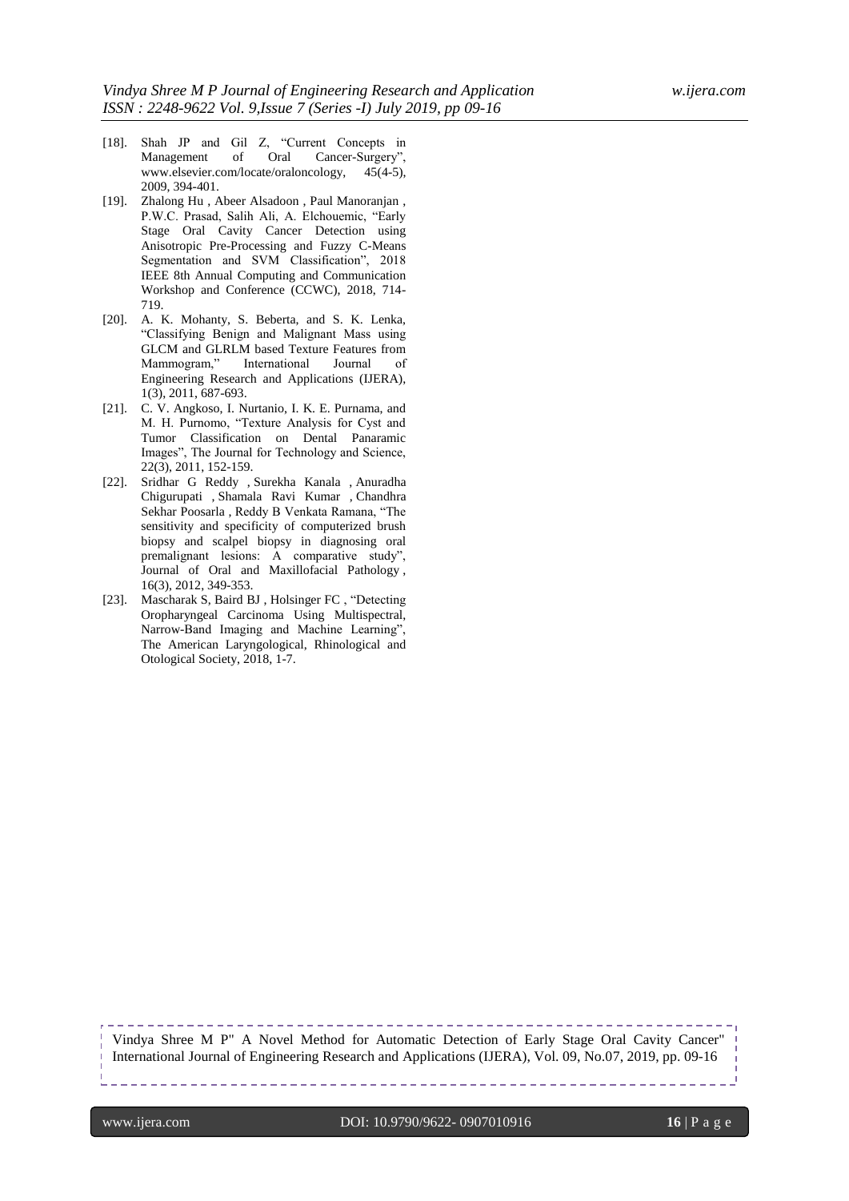[18]. Shah JP and Gil Z, "Current Concepts in Management of Oral Cancer-Surgery", www.elsevier.com/locate/oraloncology, 45(4-5), 2009, 394-401.

[19]. Zhalong Hu , Abeer Alsadoon , Paul Manoranjan , P.W.C. Prasad, Salih Ali, A. Elchouemic, "Early Stage Oral Cavity Cancer Detection using Anisotropic Pre-Processing and Fuzzy C-Means Segmentation and SVM Classification", 2018 IEEE 8th Annual Computing and Communication Workshop and Conference (CCWC), 2018, 714-719.

[20]. A. K. Mohanty, S. Beberta, and S. K. Lenka, "Classifying Benign and Malignant Mass using GLCM and GLRLM based Texture Features from Mammogram," International Journal of Engineering Research and Applications (IJERA), 1(3), 2011, 687-693.

[21]. C. V. Angkoso, I. Nurtanio, I. K. E. Purnama, and M. H. Purnomo, "Texture Analysis for Cyst and Tumor Classification on Dental Panaramic Images", The Journal for Technology and Science, 22(3), 2011, 152-159.

[22]. Sridhar G Reddy , Surekha Kanala , Anuradha Chigurupati , Shamala Ravi Kumar , Chandhra Sekhar Poosarla , Reddy B Venkata Ramana, "The sensitivity and specificity of computerized brush biopsy and scalpel biopsy in diagnosing oral premalignant lesions: A comparative study", Journal of Oral and Maxillofacial Pathology , 16(3), 2012, 349-353.

[23]. Mascharak S, Baird BJ , Holsinger FC , "Detecting Oropharyngeal Carcinoma Using Multispectral, Narrow-Band Imaging and Machine Learning", The American Laryngological, Rhinological and Otological Society, 2018, 1-7.

Vindya Shree M P" A Novel Method for Automatic Detection of Early Stage Oral Cavity Cancer" International Journal of Engineering Research and Applications (IJERA), Vol. 09, No.07, 2019, pp. 09-16